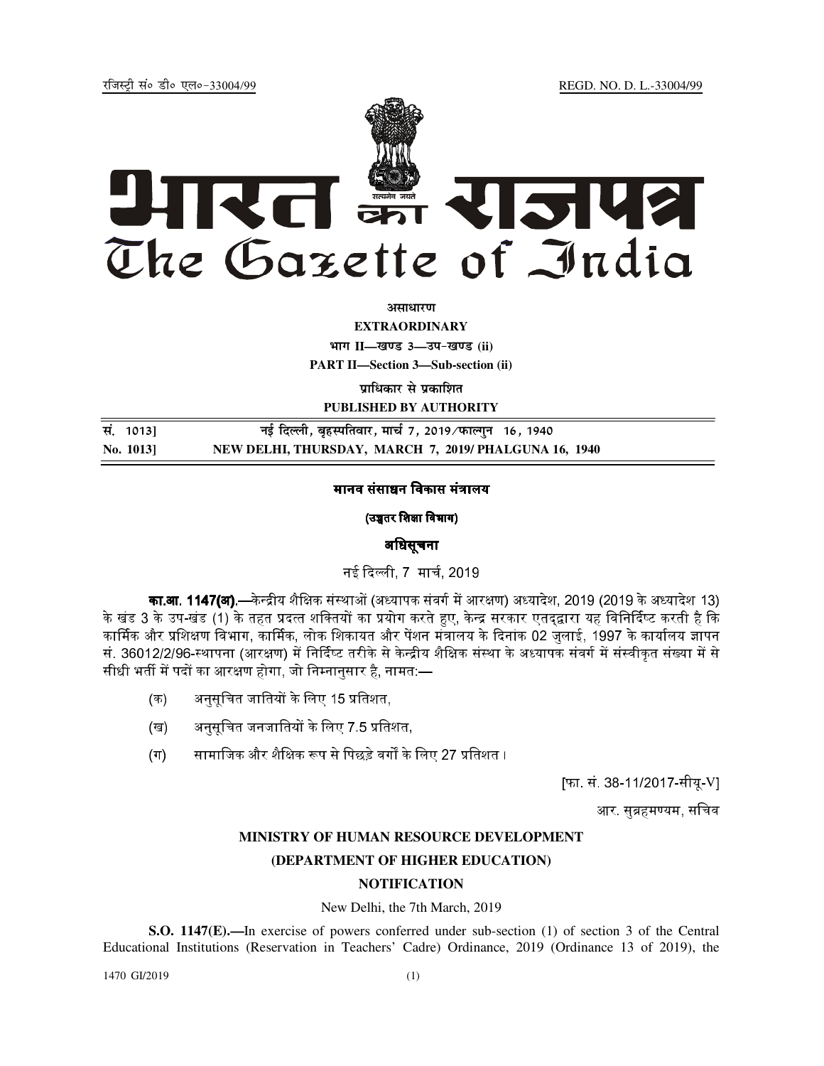रजिस्ट्री सं० डी० एल०-33004/99 REGD. NO. D. L.-33004/99

# भारत का राजपत्र
# The Gazette of India

**असाधारण**

**EXTRAORDINARY**

**भाग II—खण्ड 3—उप-खण्ड (ii)**

**PART II—Section 3—Sub-section (ii)**

**प्राधिकार से प्रकाशित**

**PUBLISHED BY AUTHORITY**

| सं. 1013] | नई दिल्ली, बृहस्पतिवार, मार्च 7, 2019/फाल्गुन 16, 1940 |
|---|---|
| **No. 1013]** | **NEW DELHI, THURSDAY, MARCH 7, 2019/ PHALGUNA 16, 1940** |

## मानव संसाधन विकास मंत्रालय

### (उच्चतर शिक्षा विभाग)

### अधिसूचना

नई दिल्ली, 7 मार्च, 2019

**का.आ. 1147(अ).**—केन्द्रीय शैक्षिक संस्थाओं (अध्यापक संवर्ग में आरक्षण) अध्यादेश, 2019 (2019 के अध्यादेश 13) के खंड 3 के उप-खंड (1) के तहत प्रदत्त शक्तियों का प्रयोग करते हुए, केन्द्र सरकार एतद्द्वारा यह विनिर्दिष्ट करती है कि कार्मिक और प्रशिक्षण विभाग, कार्मिक, लोक शिकायत और पेंशन मंत्रालय के दिनांक 02 जुलाई, 1997 के कार्यालय ज्ञापन सं. 36012/2/96-स्थापना (आरक्षण) में निर्दिष्ट तरीके से केन्द्रीय शैक्षिक संस्था के अध्यापक संवर्ग में संस्वीकृत संख्या में से सीधी भर्ती में पदों का आरक्षण होगा, जो निम्नानुसार है, नामत:—

(क) अनुसूचित जातियों के लिए 15 प्रतिशत,

(ख) अनुसूचित जनजातियों के लिए 7.5 प्रतिशत,

(ग) सामाजिक और शैक्षिक रूप से पिछड़े वर्गों के लिए 27 प्रतिशत।

[फा. सं. 38-11/2017-सीयू-V]

आर. सुब्रह्मण्यम, सचिव

## MINISTRY OF HUMAN RESOURCE DEVELOPMENT

### (DEPARTMENT OF HIGHER EDUCATION)

### NOTIFICATION

New Delhi, the 7th March, 2019

**S.O. 1147(E).**—In exercise of powers conferred under sub-section (1) of section 3 of the Central Educational Institutions (Reservation in Teachers' Cadre) Ordinance, 2019 (Ordinance 13 of 2019), the

1470 GI/2019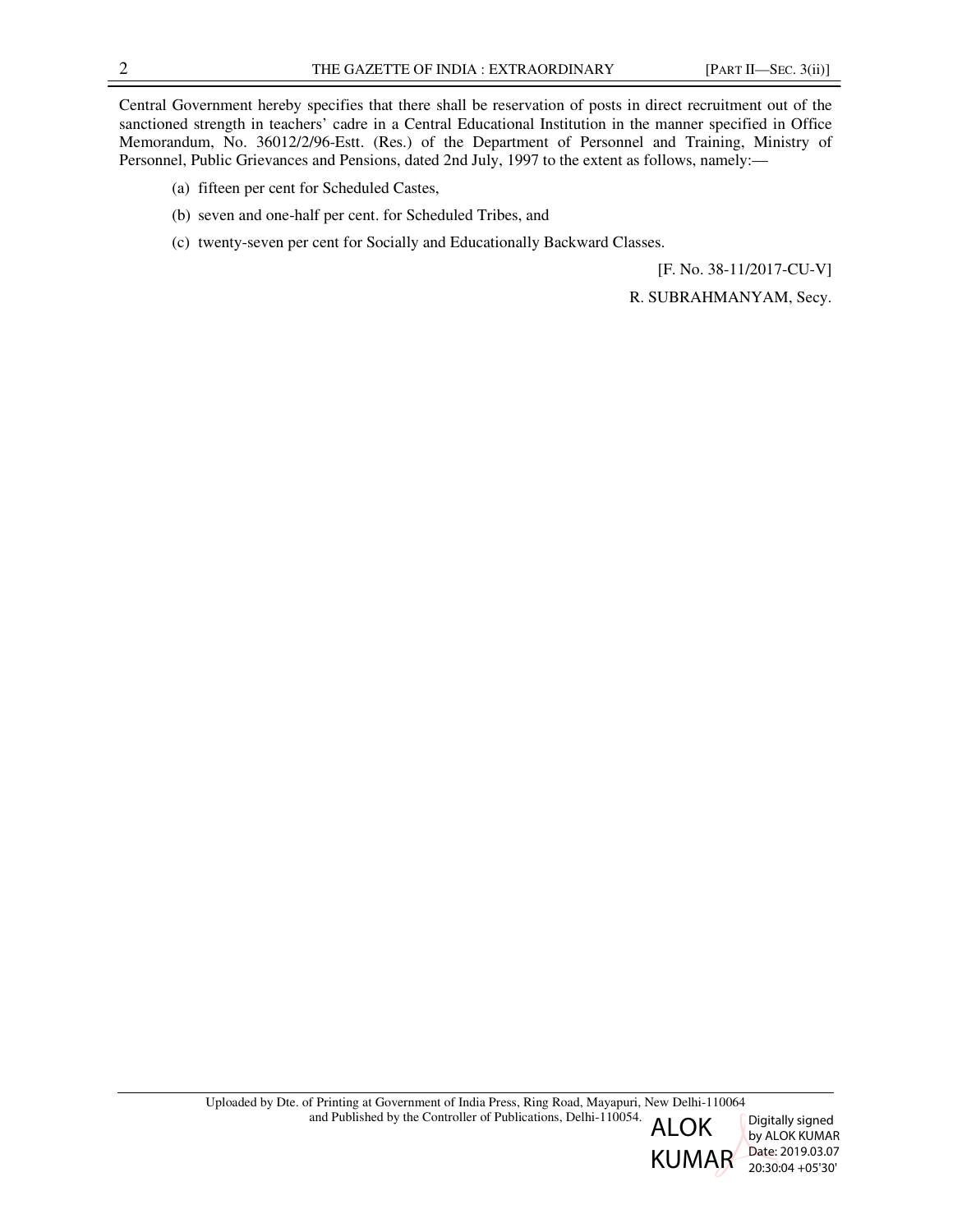Central Government hereby specifies that there shall be reservation of posts in direct recruitment out of the sanctioned strength in teachers' cadre in a Central Educational Institution in the manner specified in Office Memorandum, No. 36012/2/96-Estt. (Res.) of the Department of Personnel and Training, Ministry of Personnel, Public Grievances and Pensions, dated 2nd July, 1997 to the extent as follows, namely:—

(a) fifteen per cent for Scheduled Castes,

(b) seven and one-half per cent. for Scheduled Tribes, and

(c) twenty-seven per cent for Socially and Educationally Backward Classes.

[F. No. 38-11/2017-CU-V]

R. SUBRAHMANYAM, Secy.

Uploaded by Dte. of Printing at Government of India Press, Ring Road, Mayapuri, New Delhi-110064 and Published by the Controller of Publications, Delhi-110054.

ALOK KUMAR

Digitally signed by ALOK KUMAR
Date: 2019.03.07 20:30:04 +05'30'